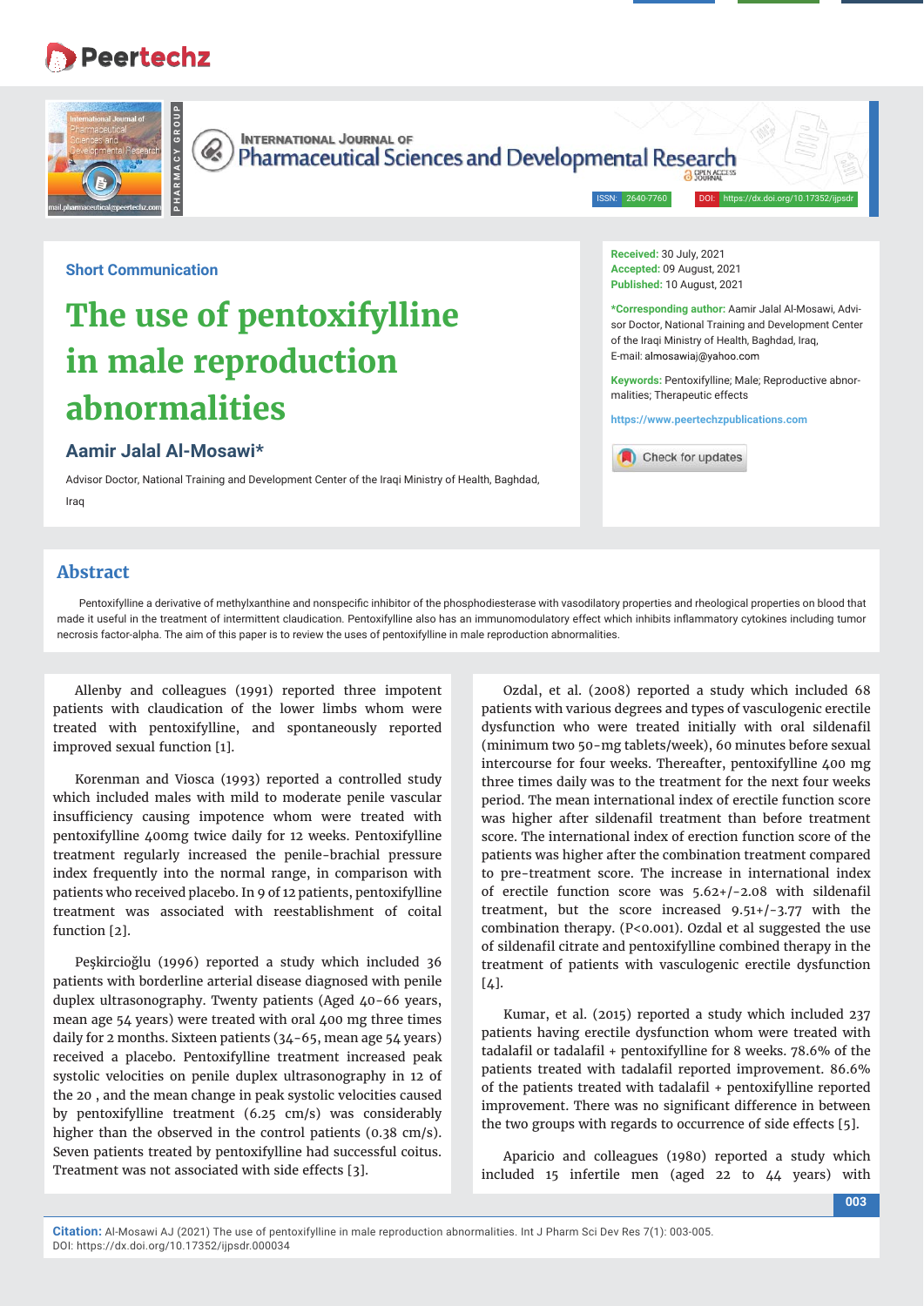Short Communication

# The use of pentoxifylline in male reproduction abnormalities

## Aamir Jalal Al-Mosawi*

Advisor Doctor, National Training and Development Center of the Iraqi Ministry of Health, Baghdad, Iraq

**Received:** 30 July, 2021
**Accepted:** 09 August, 2021
**Published:** 10 August, 2021

***Corresponding author:** Aamir Jalal Al-Mosawi, Advisor Doctor, National Training and Development Center of the Iraqi Ministry of Health, Baghdad, Iraq, E-mail: almosawiaj@yahoo.com

**Keywords:** Pentoxifylline; Male; Reproductive abnormalities; Therapeutic effects

https://www.peertechzpublications.com

## Abstract

Pentoxifylline a derivative of methylxanthine and nonspecific inhibitor of the phosphodiesterase with vasodilatory properties and rheological properties on blood that made it useful in the treatment of intermittent claudication. Pentoxifylline also has an immunomodulatory effect which inhibits inflammatory cytokines including tumor necrosis factor-alpha. The aim of this paper is to review the uses of pentoxifylline in male reproduction abnormalities.

Allenby and colleagues (1991) reported three impotent patients with claudication of the lower limbs whom were treated with pentoxifylline, and spontaneously reported improved sexual function [1].

Korenman and Viosca (1993) reported a controlled study which included males with mild to moderate penile vascular insufficiency causing impotence whom were treated with pentoxifylline 400mg twice daily for 12 weeks. Pentoxifylline treatment regularly increased the penile-brachial pressure index frequently into the normal range, in comparison with patients who received placebo. In 9 of 12 patients, pentoxifylline treatment was associated with reestablishment of coital function [2].

Peşkircioğlu (1996) reported a study which included 36 patients with borderline arterial disease diagnosed with penile duplex ultrasonography. Twenty patients (Aged 40-66 years, mean age 54 years) were treated with oral 400 mg three times daily for 2 months. Sixteen patients (34-65, mean age 54 years) received a placebo. Pentoxifylline treatment increased peak systolic velocities on penile duplex ultrasonography in 12 of the 20 , and the mean change in peak systolic velocities caused by pentoxifylline treatment (6.25 cm/s) was considerably higher than the observed in the control patients (0.38 cm/s). Seven patients treated by pentoxifylline had successful coitus. Treatment was not associated with side effects [3].

Ozdal, et al. (2008) reported a study which included 68 patients with various degrees and types of vasculogenic erectile dysfunction who were treated initially with oral sildenafil (minimum two 50-mg tablets/week), 60 minutes before sexual intercourse for four weeks. Thereafter, pentoxifylline 400 mg three times daily was to the treatment for the next four weeks period. The mean international index of erectile function score was higher after sildenafil treatment than before treatment score. The international index of erection function score of the patients was higher after the combination treatment compared to pre-treatment score. The increase in international index of erectile function score was 5.62+/-2.08 with sildenafil treatment, but the score increased 9.51+/-3.77 with the combination therapy. ($P<0.001$). Ozdal et al suggested the use of sildenafil citrate and pentoxifylline combined therapy in the treatment of patients with vasculogenic erectile dysfunction [4].

Kumar, et al. (2015) reported a study which included 237 patients having erectile dysfunction whom were treated with tadalafil or tadalafil + pentoxifylline for 8 weeks. 78.6% of the patients treated with tadalafil reported improvement. 86.6% of the patients treated with tadalafil + pentoxifylline reported improvement. There was no significant difference in between the two groups with regards to occurrence of side effects [5].

Aparicio and colleagues (1980) reported a study which included 15 infertile men (aged 22 to 44 years) with

**Citation:** Al-Mosawi AJ (2021) The use of pentoxifylline in male reproduction abnormalities. Int J Pharm Sci Dev Res 7(1): 003-005. DOI: https://dx.doi.org/10.17352/ijpsdr.000034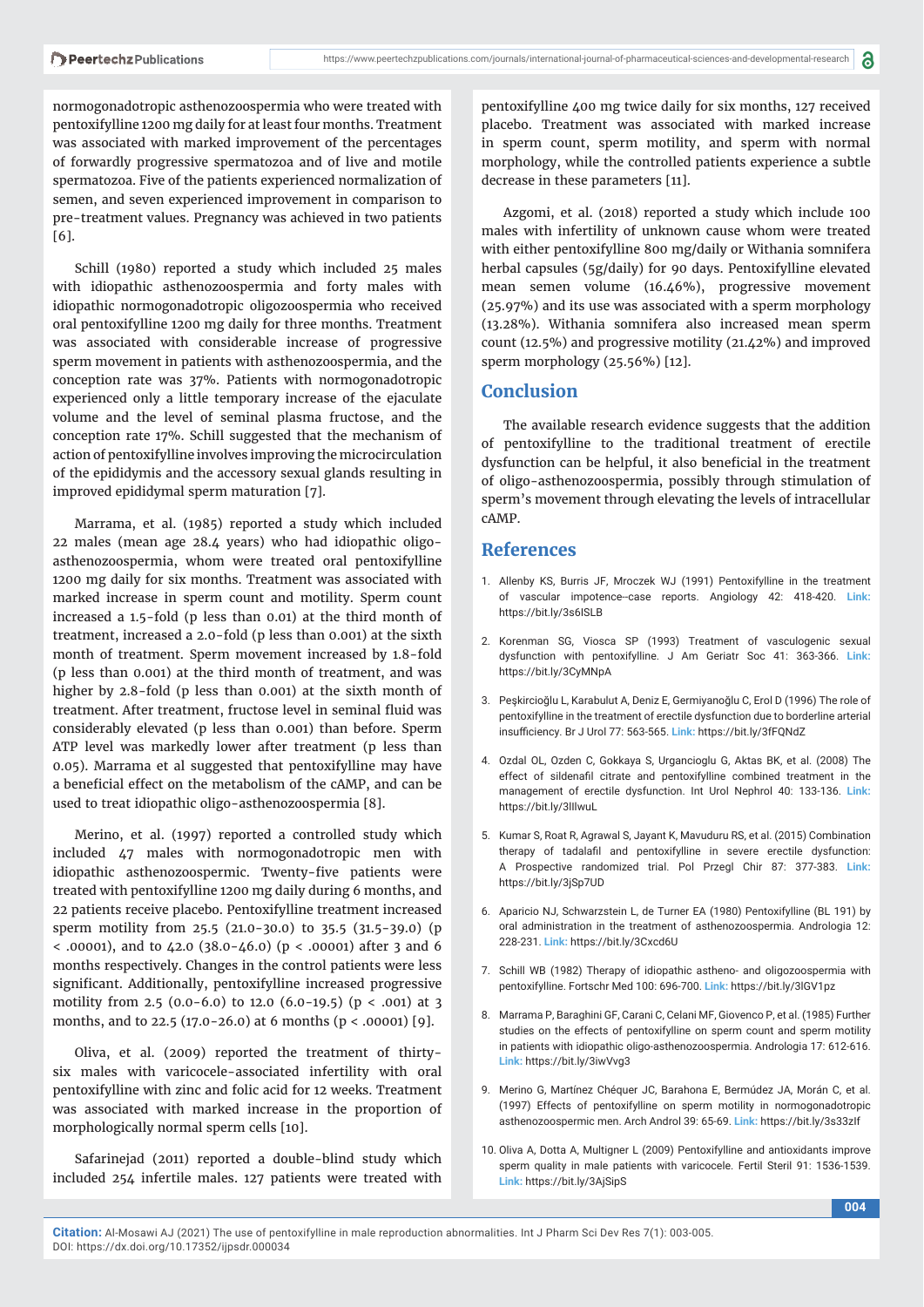normogonadotropic asthenozoospermia who were treated with pentoxifylline 1200 mg daily for at least four months. Treatment was associated with marked improvement of the percentages of forwardly progressive spermatozoa and of live and motile spermatozoa. Five of the patients experienced normalization of semen, and seven experienced improvement in comparison to pre-treatment values. Pregnancy was achieved in two patients [6].

Schill (1980) reported a study which included 25 males with idiopathic asthenozoospermia and forty males with idiopathic normogonadotropic oligozoospermia who received oral pentoxifylline 1200 mg daily for three months. Treatment was associated with considerable increase of progressive sperm movement in patients with asthenozoospermia, and the conception rate was 37%. Patients with normogonadotropic experienced only a little temporary increase of the ejaculate volume and the level of seminal plasma fructose, and the conception rate 17%. Schill suggested that the mechanism of action of pentoxifylline involves improving the microcirculation of the epididymis and the accessory sexual glands resulting in improved epididymal sperm maturation [7].

Marrama, et al. (1985) reported a study which included 22 males (mean age 28.4 years) who had idiopathic oligo-asthenozoospermia, whom were treated oral pentoxifylline 1200 mg daily for six months. Treatment was associated with marked increase in sperm count and motility. Sperm count increased a 1.5-fold (p less than 0.01) at the third month of treatment, increased a 2.0-fold (p less than 0.001) at the sixth month of treatment. Sperm movement increased by 1.8-fold (p less than 0.001) at the third month of treatment, and was higher by 2.8-fold (p less than 0.001) at the sixth month of treatment. After treatment, fructose level in seminal fluid was considerably elevated (p less than 0.001) than before. Sperm ATP level was markedly lower after treatment (p less than 0.05). Marrama et al suggested that pentoxifylline may have a beneficial effect on the metabolism of the cAMP, and can be used to treat idiopathic oligo-asthenozoospermia [8].

Merino, et al. (1997) reported a controlled study which included 47 males with normogonadotropic men with idiopathic asthenozoospermic. Twenty-five patients were treated with pentoxifylline 1200 mg daily during 6 months, and 22 patients receive placebo. Pentoxifylline treatment increased sperm motility from 25.5 (21.0-30.0) to 35.5 (31.5-39.0) ($p < .00001$), and to 42.0 (38.0-46.0) ($p < .00001$) after 3 and 6 months respectively. Changes in the control patients were less significant. Additionally, pentoxifylline increased progressive motility from 2.5 (0.0-6.0) to 12.0 (6.0-19.5) ($p < .001$) at 3 months, and to 22.5 (17.0-26.0) at 6 months ($p < .00001$) [9].

Oliva, et al. (2009) reported the treatment of thirty-six males with varicocele-associated infertility with oral pentoxifylline with zinc and folic acid for 12 weeks. Treatment was associated with marked increase in the proportion of morphologically normal sperm cells [10].

Safarinejad (2011) reported a double-blind study which included 254 infertile males. 127 patients were treated with pentoxifylline 400 mg twice daily for six months, 127 received placebo. Treatment was associated with marked increase in sperm count, sperm motility, and sperm with normal morphology, while the controlled patients experience a subtle decrease in these parameters [11].

Azgomi, et al. (2018) reported a study which include 100 males with infertility of unknown cause whom were treated with either pentoxifylline 800 mg/daily or Withania somnifera herbal capsules (5g/daily) for 90 days. Pentoxifylline elevated mean semen volume (16.46%), progressive movement (25.97%) and its use was associated with a sperm morphology (13.28%). Withania somnifera also increased mean sperm count (12.5%) and progressive motility (21.42%) and improved sperm morphology (25.56%) [12].

## Conclusion

The available research evidence suggests that the addition of pentoxifylline to the traditional treatment of erectile dysfunction can be helpful, it also beneficial in the treatment of oligo-asthenozoospermia, possibly through stimulation of sperm's movement through elevating the levels of intracellular cAMP.

## References

1. Allenby KS, Burris JF, Mroczek WJ (1991) Pentoxifylline in the treatment of vascular impotence--case reports. Angiology 42: 418-420. **Link:** https://bit.ly/3s6lSLB
2. Korenman SG, Viosca SP (1993) Treatment of vasculogenic sexual dysfunction with pentoxifylline. J Am Geriatr Soc 41: 363-366. **Link:** https://bit.ly/3CyMNpA
3. Peşkircioğlu L, Karabulut A, Deniz E, Germiyanoğlu C, Erol D (1996) The role of pentoxifylline in the treatment of erectile dysfunction due to borderline arterial insufficiency. Br J Urol 77: 563-565. **Link:** https://bit.ly/3fFQNdZ
4. Ozdal OL, Ozden C, Gokkaya S, Urgancioglu G, Aktas BK, et al. (2008) The effect of sildenafil citrate and pentoxifylline combined treatment in the management of erectile dysfunction. Int Urol Nephrol 40: 133-136. **Link:** https://bit.ly/3lIlwuL
5. Kumar S, Roat R, Agrawal S, Jayant K, Mavuduru RS, et al. (2015) Combination therapy of tadalafil and pentoxifylline in severe erectile dysfunction: A Prospective randomized trial. Pol Przegl Chir 87: 377-383. **Link:** https://bit.ly/3jSp7UD
6. Aparicio NJ, Schwarzstein L, de Turner EA (1980) Pentoxifylline (BL 191) by oral administration in the treatment of asthenozoospermia. Andrologia 12: 228-231. **Link:** https://bit.ly/3Cxcd6U
7. Schill WB (1982) Therapy of idiopathic astheno- and oligozoospermia with pentoxifylline. Fortschr Med 100: 696-700. **Link:** https://bit.ly/3lGV1pz
8. Marrama P, Baraghini GF, Carani C, Celani MF, Giovenco P, et al. (1985) Further studies on the effects of pentoxifylline on sperm count and sperm motility in patients with idiopathic oligo-asthenozoospermia. Andrologia 17: 612-616. **Link:** https://bit.ly/3iwVvg3
9. Merino G, Martínez Chéquer JC, Barahona E, Bermúdez JA, Morán C, et al. (1997) Effects of pentoxifylline on sperm motility in normogonadotropic asthenozoospermic men. Arch Androl 39: 65-69. **Link:** https://bit.ly/3s33zlf
10. Oliva A, Dotta A, Multigner L (2009) Pentoxifylline and antioxidants improve sperm quality in male patients with varicocele. Fertil Steril 91: 1536-1539. **Link:** https://bit.ly/3AjSipS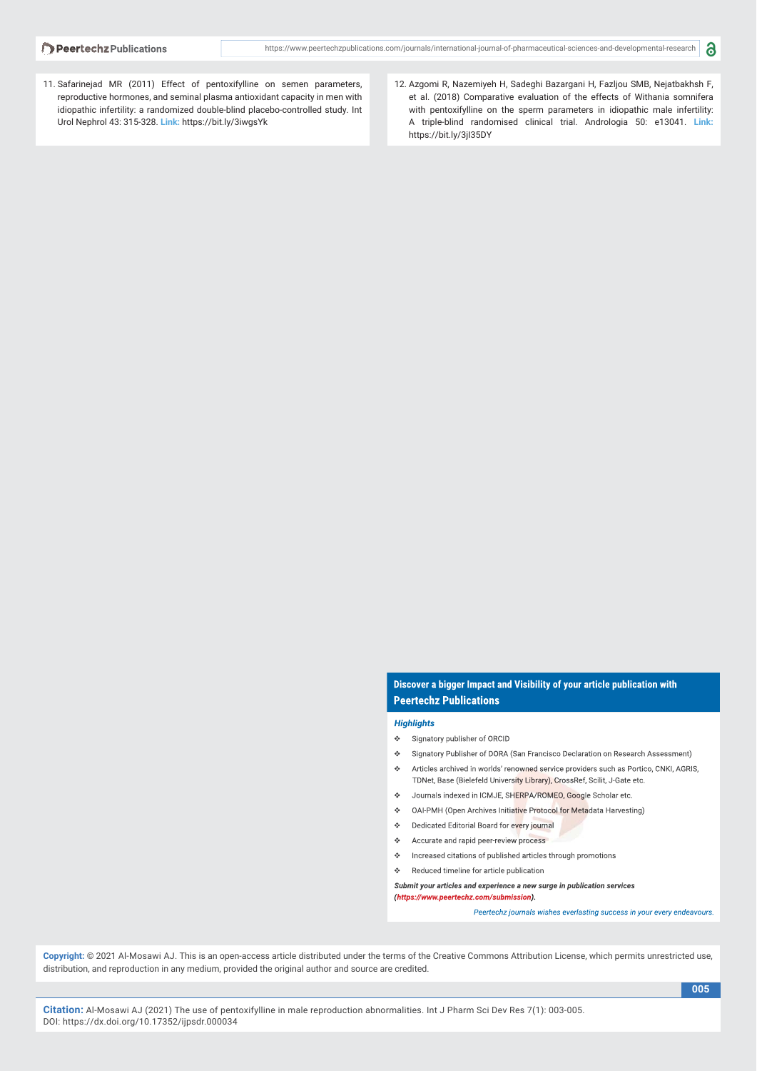11. Safarinejad MR (2011) Effect of pentoxifylline on semen parameters, reproductive hormones, and seminal plasma antioxidant capacity in men with idiopathic infertility: a randomized double-blind placebo-controlled study. Int Urol Nephrol 43: 315-328. **Link:** https://bit.ly/3iwgsYk

12. Azgomi R, Nazemiyeh H, Sadeghi Bazargani H, Fazljou SMB, Nejatbakhsh F, et al. (2018) Comparative evaluation of the effects of Withania somnifera with pentoxifylline on the sperm parameters in idiopathic male infertility: A triple-blind randomised clinical trial. Andrologia 50: e13041. **Link:** https://bit.ly/3jI35DY

**Discover a bigger Impact and Visibility of your article publication with Peertechz Publications**

***Highlights***

- Signatory publisher of ORCID
- Signatory Publisher of DORA (San Francisco Declaration on Research Assessment)
- Articles archived in worlds' renowned service providers such as Portico, CNKI, AGRIS, TDNet, Base (Bielefeld University Library), CrossRef, Scilit, J-Gate etc.
- Journals indexed in ICMJE, SHERPA/ROMEO, Google Scholar etc.
- OAI-PMH (Open Archives Initiative Protocol for Metadata Harvesting)
- Dedicated Editorial Board for every journal
- Accurate and rapid peer-review process
- Increased citations of published articles through promotions
- Reduced timeline for article publication

***Submit your articles and experience a new surge in publication services (https://www.peertechz.com/submission).***

*Peertechz journals wishes everlasting success in your every endeavours.*

**Copyright:** © 2021 Al-Mosawi AJ. This is an open-access article distributed under the terms of the Creative Commons Attribution License, which permits unrestricted use, distribution, and reproduction in any medium, provided the original author and source are credited.

**Citation:** Al-Mosawi AJ (2021) The use of pentoxifylline in male reproduction abnormalities. Int J Pharm Sci Dev Res 7(1): 003-005. DOI: https://dx.doi.org/10.17352/ijpsdr.000034